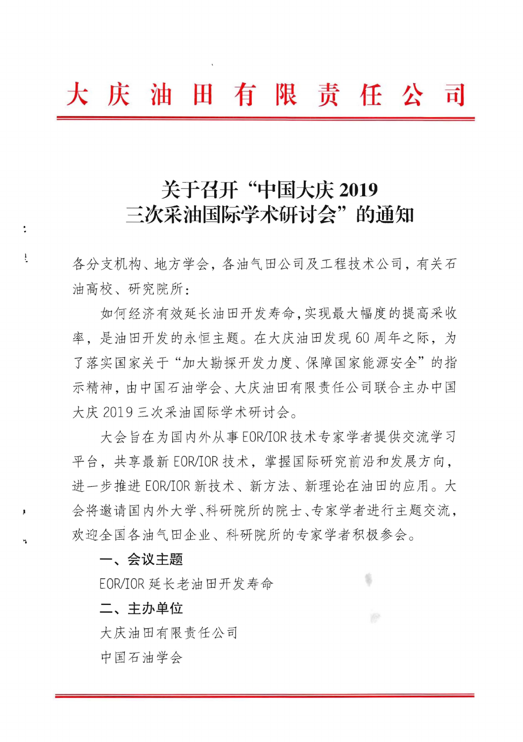# 大庆油田有限责任公司

## 关于召开"中国大庆 2019 三次采油国际学术研讨会"的通知

各分支机构、地方学会，各油气田公司及工程技术公司，有关石油高校、研究院所：

如何经济有效延长油田开发寿命，实现最大幅度的提高采收率，是油田开发的永恒主题。在大庆油田发现 60 周年之际，为了落实国家关于"加大勘探开发力度、保障国家能源安全"的指示精神，由中国石油学会、大庆油田有限责任公司联合主办中国大庆 2019 三次采油国际学术研讨会。

大会旨在为国内外从事 EOR/IOR 技术专家学者提供交流学习平台，共享最新 EOR/IOR 技术，掌握国际研究前沿和发展方向，进一步推进 EOR/IOR 新技术、新方法、新理论在油田的应用。大会将邀请国内外大学、科研院所的院士、专家学者进行主题交流，欢迎全国各油气田企业、科研院所的专家学者积极参会。

**一、会议主题**

EOR/IOR 延长老油田开发寿命

**二、主办单位**

大庆油田有限责任公司

中国石油学会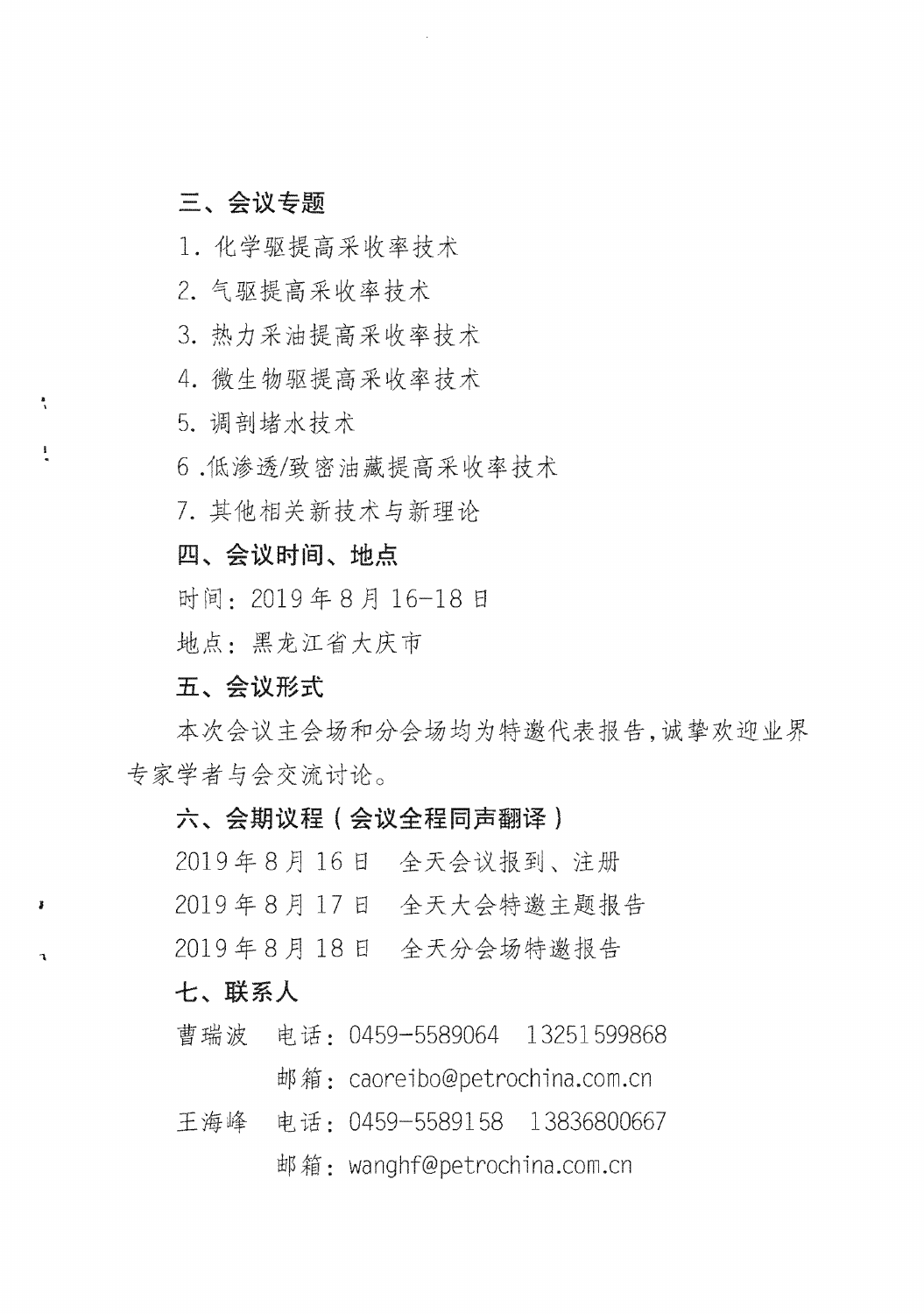## 三、会议专题

1. 化学驱提高采收率技术
2. 气驱提高采收率技术
3. 热力采油提高采收率技术
4. 微生物驱提高采收率技术
5. 调剖堵水技术
6 .低渗透/致密油藏提高采收率技术
7. 其他相关新技术与新理论

## 四、会议时间、地点

时间：2019 年 8 月 16-18 日

地点：黑龙江省大庆市

## 五、会议形式

本次会议主会场和分会场均为特邀代表报告，诚挚欢迎业界专家学者与会交流讨论。

## 六、会期议程（会议全程同声翻译）

2019 年 8 月 16 日　全天会议报到、注册

2019 年 8 月 17 日　全天大会特邀主题报告

2019 年 8 月 18 日　全天分会场特邀报告

## 七、联系人

曹瑞波　电话：0459-5589064　13251599868

　　　　邮箱：caoreibo@petrochina.com.cn

王海峰　电话：0459-5589158　13836800667

　　　　邮箱：wanghf@petrochina.com.cn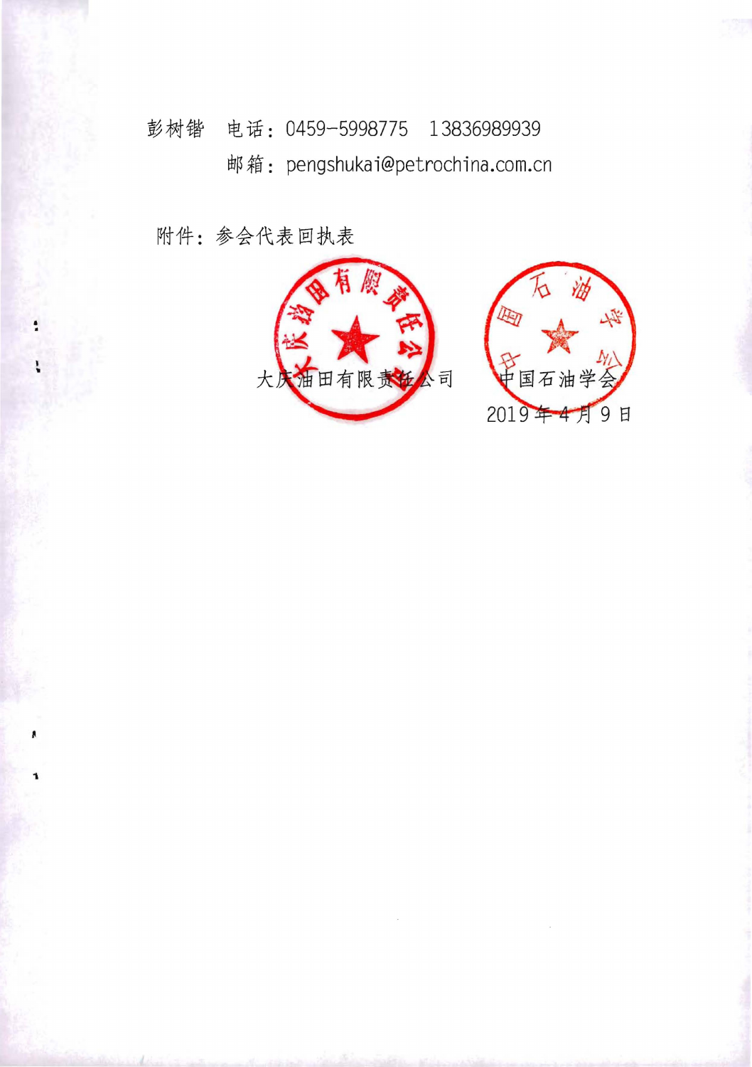彭树锴　电话：0459-5998775　13836989939

邮箱：pengshukai@petrochina.com.cn

附件：参会代表回执表

大庆油田有限责任公司　　中国石油学会

2019 年 4 月 9 日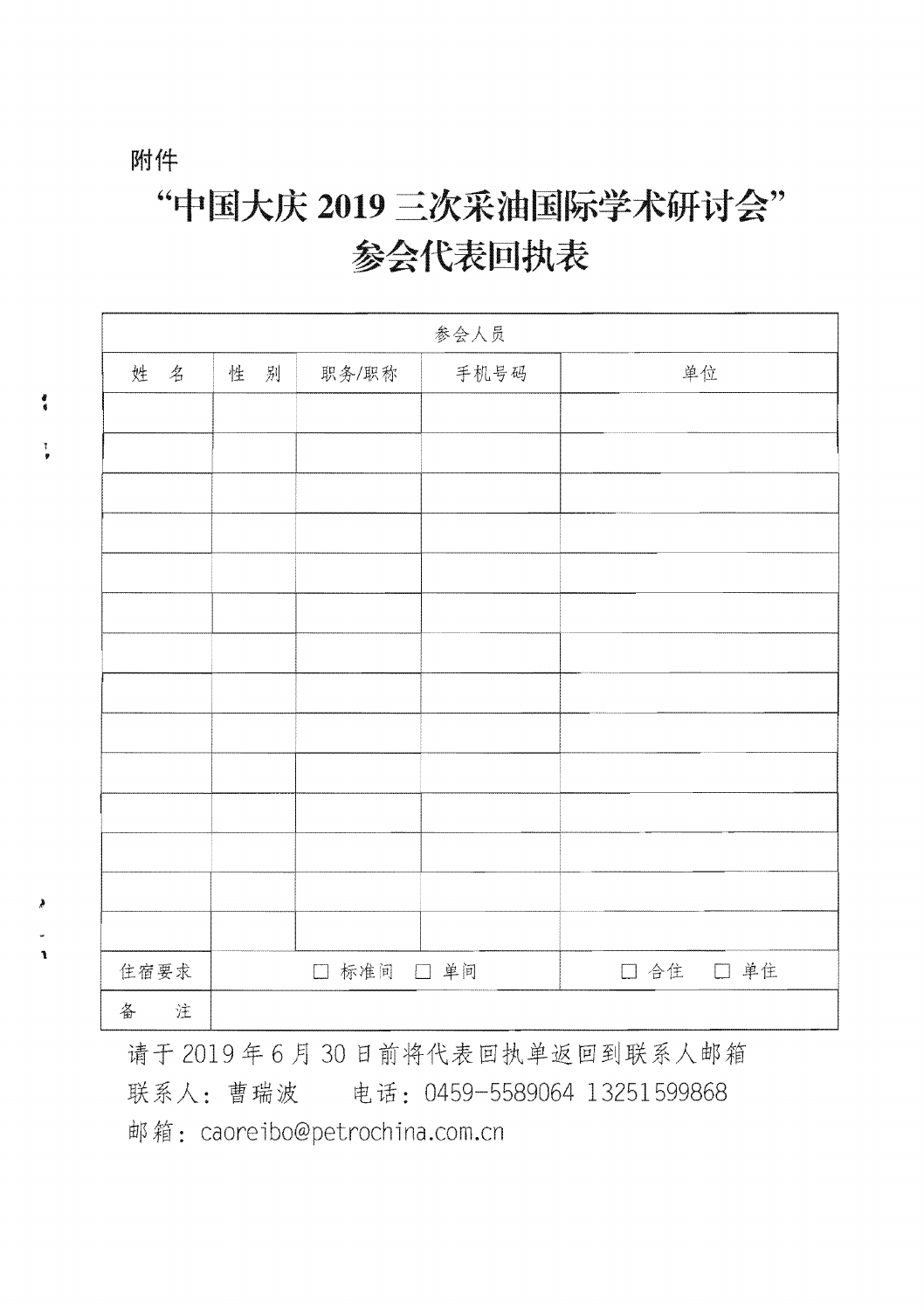附件

# “中国大庆 2019 三次采油国际学术研讨会”
# 参会代表回执表

| 参会人员 | | | | |
|---|---|---|---|---|
| 姓　名 | 性　别 | 职务/职称 | 手机号码 | 单位 |
| | | | | |
| | | | | |
| | | | | |
| | | | | |
| | | | | |
| | | | | |
| | | | | |
| | | | | |
| | | | | |
| | | | | |
| | | | | |
| | | | | |
| | | | | |
| | | | | |
| 住宿要求 | ☐ 标准间　☐ 单间 | | ☐ 合住　☐ 单住 | |
| 备　　注 | | | | |

请于 2019 年 6 月 30 日前将代表回执单返回到联系人邮箱

联系人：曹瑞波　　电话：0459-5589064 13251599868

邮箱：caoreibo@petrochina.com.cn